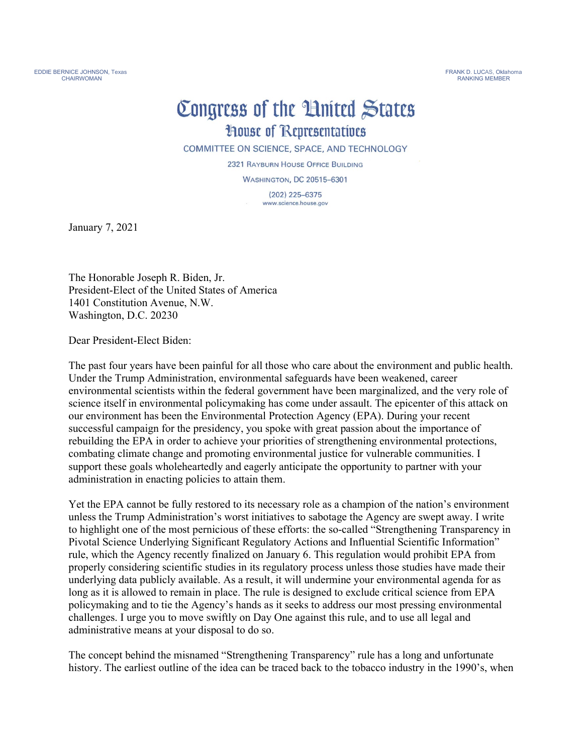EDDIE BERNICE JOHNSON, Texas
CHAIRWOMAN

FRANK D. LUCAS, Oklahoma
RANKING MEMBER

# Congress of the United States

## House of Representatives

COMMITTEE ON SCIENCE, SPACE, AND TECHNOLOGY

2321 RAYBURN HOUSE OFFICE BUILDING

WASHINGTON, DC 20515–6301

(202) 225–6375

www.science.house.gov

January 7, 2021

The Honorable Joseph R. Biden, Jr.
President-Elect of the United States of America
1401 Constitution Avenue, N.W.
Washington, D.C. 20230

Dear President-Elect Biden:

The past four years have been painful for all those who care about the environment and public health. Under the Trump Administration, environmental safeguards have been weakened, career environmental scientists within the federal government have been marginalized, and the very role of science itself in environmental policymaking has come under assault. The epicenter of this attack on our environment has been the Environmental Protection Agency (EPA). During your recent successful campaign for the presidency, you spoke with great passion about the importance of rebuilding the EPA in order to achieve your priorities of strengthening environmental protections, combating climate change and promoting environmental justice for vulnerable communities. I support these goals wholeheartedly and eagerly anticipate the opportunity to partner with your administration in enacting policies to attain them.

Yet the EPA cannot be fully restored to its necessary role as a champion of the nation's environment unless the Trump Administration's worst initiatives to sabotage the Agency are swept away. I write to highlight one of the most pernicious of these efforts: the so-called "Strengthening Transparency in Pivotal Science Underlying Significant Regulatory Actions and Influential Scientific Information" rule, which the Agency recently finalized on January 6. This regulation would prohibit EPA from properly considering scientific studies in its regulatory process unless those studies have made their underlying data publicly available. As a result, it will undermine your environmental agenda for as long as it is allowed to remain in place. The rule is designed to exclude critical science from EPA policymaking and to tie the Agency's hands as it seeks to address our most pressing environmental challenges. I urge you to move swiftly on Day One against this rule, and to use all legal and administrative means at your disposal to do so.

The concept behind the misnamed "Strengthening Transparency" rule has a long and unfortunate history. The earliest outline of the idea can be traced back to the tobacco industry in the 1990's, when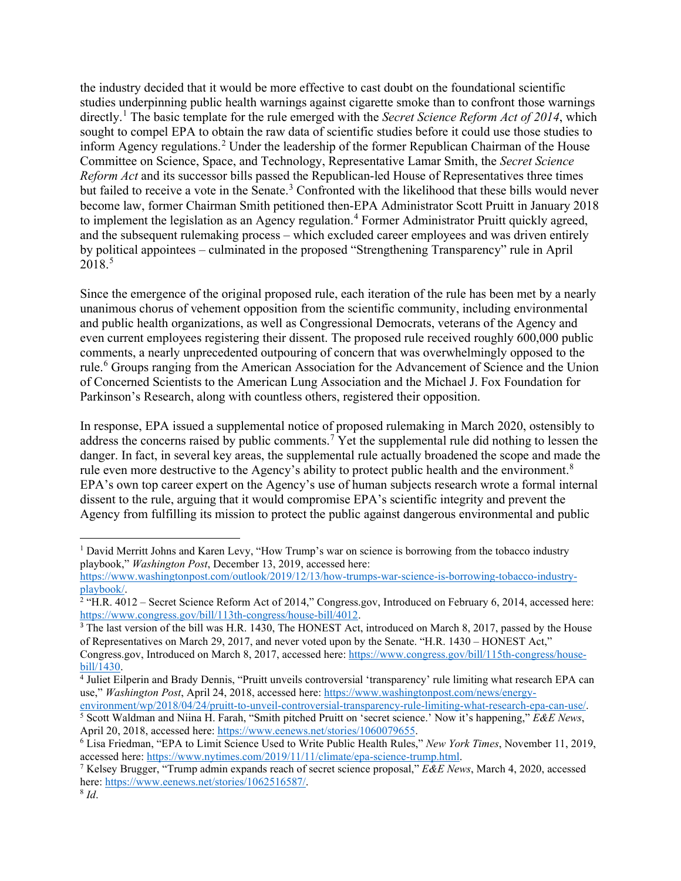the industry decided that it would be more effective to cast doubt on the foundational scientific studies underpinning public health warnings against cigarette smoke than to confront those warnings directly.[1] The basic template for the rule emerged with the *Secret Science Reform Act of 2014*, which sought to compel EPA to obtain the raw data of scientific studies before it could use those studies to inform Agency regulations.[2] Under the leadership of the former Republican Chairman of the House Committee on Science, Space, and Technology, Representative Lamar Smith, the *Secret Science Reform Act* and its successor bills passed the Republican-led House of Representatives three times but failed to receive a vote in the Senate.[3] Confronted with the likelihood that these bills would never become law, former Chairman Smith petitioned then-EPA Administrator Scott Pruitt in January 2018 to implement the legislation as an Agency regulation.[4] Former Administrator Pruitt quickly agreed, and the subsequent rulemaking process – which excluded career employees and was driven entirely by political appointees – culminated in the proposed "Strengthening Transparency" rule in April 2018.[5]

Since the emergence of the original proposed rule, each iteration of the rule has been met by a nearly unanimous chorus of vehement opposition from the scientific community, including environmental and public health organizations, as well as Congressional Democrats, veterans of the Agency and even current employees registering their dissent. The proposed rule received roughly 600,000 public comments, a nearly unprecedented outpouring of concern that was overwhelmingly opposed to the rule.[6] Groups ranging from the American Association for the Advancement of Science and the Union of Concerned Scientists to the American Lung Association and the Michael J. Fox Foundation for Parkinson's Research, along with countless others, registered their opposition.

In response, EPA issued a supplemental notice of proposed rulemaking in March 2020, ostensibly to address the concerns raised by public comments.[7] Yet the supplemental rule did nothing to lessen the danger. In fact, in several key areas, the supplemental rule actually broadened the scope and made the rule even more destructive to the Agency's ability to protect public health and the environment.[8] EPA's own top career expert on the Agency's use of human subjects research wrote a formal internal dissent to the rule, arguing that it would compromise EPA's scientific integrity and prevent the Agency from fulfilling its mission to protect the public against dangerous environmental and public

---

[1] David Merritt Johns and Karen Levy, "How Trump's war on science is borrowing from the tobacco industry playbook," *Washington Post*, December 13, 2019, accessed here: https://www.washingtonpost.com/outlook/2019/12/13/how-trumps-war-science-is-borrowing-tobacco-industry-playbook/.

[2] "H.R. 4012 – Secret Science Reform Act of 2014," Congress.gov, Introduced on February 6, 2014, accessed here: https://www.congress.gov/bill/113th-congress/house-bill/4012.

[3] The last version of the bill was H.R. 1430, The HONEST Act, introduced on March 8, 2017, passed by the House of Representatives on March 29, 2017, and never voted upon by the Senate. "H.R. 1430 – HONEST Act," Congress.gov, Introduced on March 8, 2017, accessed here: https://www.congress.gov/bill/115th-congress/house-bill/1430.

[4] Juliet Eilperin and Brady Dennis, "Pruitt unveils controversial 'transparency' rule limiting what research EPA can use," *Washington Post*, April 24, 2018, accessed here: https://www.washingtonpost.com/news/energy-environment/wp/2018/04/24/pruitt-to-unveil-controversial-transparency-rule-limiting-what-research-epa-can-use/.

[5] Scott Waldman and Niina H. Farah, "Smith pitched Pruitt on 'secret science.' Now it's happening," *E&E News*, April 20, 2018, accessed here: https://www.eenews.net/stories/1060079655.

[6] Lisa Friedman, "EPA to Limit Science Used to Write Public Health Rules," *New York Times*, November 11, 2019, accessed here: https://www.nytimes.com/2019/11/11/climate/epa-science-trump.html.

[7] Kelsey Brugger, "Trump admin expands reach of secret science proposal," *E&E News*, March 4, 2020, accessed here: https://www.eenews.net/stories/1062516587/.

[8] *Id*.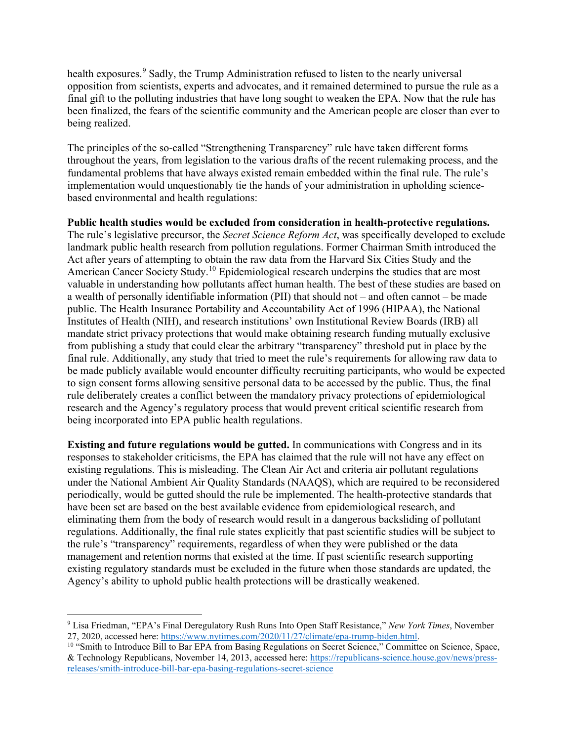health exposures.[9] Sadly, the Trump Administration refused to listen to the nearly universal opposition from scientists, experts and advocates, and it remained determined to pursue the rule as a final gift to the polluting industries that have long sought to weaken the EPA. Now that the rule has been finalized, the fears of the scientific community and the American people are closer than ever to being realized.

The principles of the so-called "Strengthening Transparency" rule have taken different forms throughout the years, from legislation to the various drafts of the recent rulemaking process, and the fundamental problems that have always existed remain embedded within the final rule. The rule's implementation would unquestionably tie the hands of your administration in upholding science-based environmental and health regulations:

**Public health studies would be excluded from consideration in health-protective regulations.** The rule's legislative precursor, the *Secret Science Reform Act*, was specifically developed to exclude landmark public health research from pollution regulations. Former Chairman Smith introduced the Act after years of attempting to obtain the raw data from the Harvard Six Cities Study and the American Cancer Society Study.[10] Epidemiological research underpins the studies that are most valuable in understanding how pollutants affect human health. The best of these studies are based on a wealth of personally identifiable information (PII) that should not – and often cannot – be made public. The Health Insurance Portability and Accountability Act of 1996 (HIPAA), the National Institutes of Health (NIH), and research institutions' own Institutional Review Boards (IRB) all mandate strict privacy protections that would make obtaining research funding mutually exclusive from publishing a study that could clear the arbitrary "transparency" threshold put in place by the final rule. Additionally, any study that tried to meet the rule's requirements for allowing raw data to be made publicly available would encounter difficulty recruiting participants, who would be expected to sign consent forms allowing sensitive personal data to be accessed by the public. Thus, the final rule deliberately creates a conflict between the mandatory privacy protections of epidemiological research and the Agency's regulatory process that would prevent critical scientific research from being incorporated into EPA public health regulations.

**Existing and future regulations would be gutted.** In communications with Congress and in its responses to stakeholder criticisms, the EPA has claimed that the rule will not have any effect on existing regulations. This is misleading. The Clean Air Act and criteria air pollutant regulations under the National Ambient Air Quality Standards (NAAQS), which are required to be reconsidered periodically, would be gutted should the rule be implemented. The health-protective standards that have been set are based on the best available evidence from epidemiological research, and eliminating them from the body of research would result in a dangerous backsliding of pollutant regulations. Additionally, the final rule states explicitly that past scientific studies will be subject to the rule's "transparency" requirements, regardless of when they were published or the data management and retention norms that existed at the time. If past scientific research supporting existing regulatory standards must be excluded in the future when those standards are updated, the Agency's ability to uphold public health protections will be drastically weakened.

---

[9] Lisa Friedman, "EPA's Final Deregulatory Rush Runs Into Open Staff Resistance," *New York Times*, November 27, 2020, accessed here: https://www.nytimes.com/2020/11/27/climate/epa-trump-biden.html.

[10] "Smith to Introduce Bill to Bar EPA from Basing Regulations on Secret Science," Committee on Science, Space, & Technology Republicans, November 14, 2013, accessed here: https://republicans-science.house.gov/news/press-releases/smith-introduce-bill-bar-epa-basing-regulations-secret-science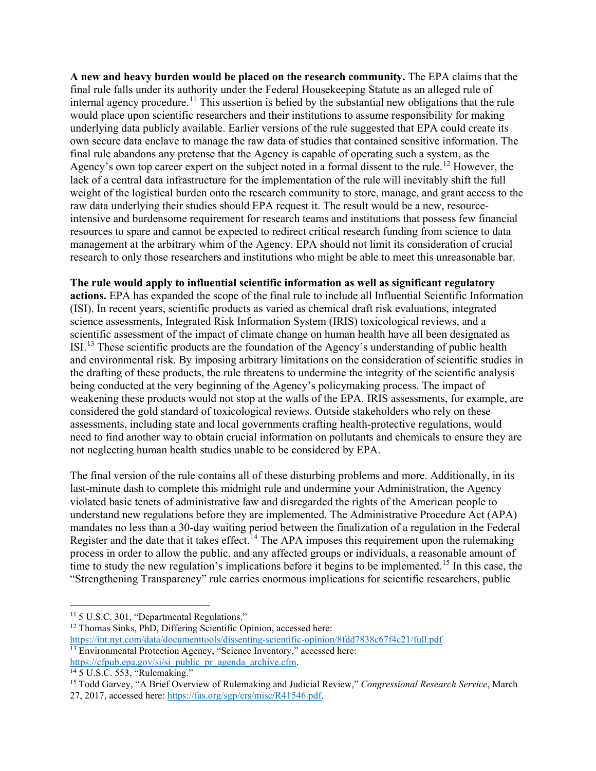**A new and heavy burden would be placed on the research community.** The EPA claims that the final rule falls under its authority under the Federal Housekeeping Statute as an alleged rule of internal agency procedure.[11] This assertion is belied by the substantial new obligations that the rule would place upon scientific researchers and their institutions to assume responsibility for making underlying data publicly available. Earlier versions of the rule suggested that EPA could create its own secure data enclave to manage the raw data of studies that contained sensitive information. The final rule abandons any pretense that the Agency is capable of operating such a system, as the Agency's own top career expert on the subject noted in a formal dissent to the rule.[12] However, the lack of a central data infrastructure for the implementation of the rule will inevitably shift the full weight of the logistical burden onto the research community to store, manage, and grant access to the raw data underlying their studies should EPA request it. The result would be a new, resource-intensive and burdensome requirement for research teams and institutions that possess few financial resources to spare and cannot be expected to redirect critical research funding from science to data management at the arbitrary whim of the Agency. EPA should not limit its consideration of crucial research to only those researchers and institutions who might be able to meet this unreasonable bar.

**The rule would apply to influential scientific information as well as significant regulatory actions.** EPA has expanded the scope of the final rule to include all Influential Scientific Information (ISI). In recent years, scientific products as varied as chemical draft risk evaluations, integrated science assessments, Integrated Risk Information System (IRIS) toxicological reviews, and a scientific assessment of the impact of climate change on human health have all been designated as ISI.[13] These scientific products are the foundation of the Agency's understanding of public health and environmental risk. By imposing arbitrary limitations on the consideration of scientific studies in the drafting of these products, the rule threatens to undermine the integrity of the scientific analysis being conducted at the very beginning of the Agency's policymaking process. The impact of weakening these products would not stop at the walls of the EPA. IRIS assessments, for example, are considered the gold standard of toxicological reviews. Outside stakeholders who rely on these assessments, including state and local governments crafting health-protective regulations, would need to find another way to obtain crucial information on pollutants and chemicals to ensure they are not neglecting human health studies unable to be considered by EPA.

The final version of the rule contains all of these disturbing problems and more. Additionally, in its last-minute dash to complete this midnight rule and undermine your Administration, the Agency violated basic tenets of administrative law and disregarded the rights of the American people to understand new regulations before they are implemented. The Administrative Procedure Act (APA) mandates no less than a 30-day waiting period between the finalization of a regulation in the Federal Register and the date that it takes effect.[14] The APA imposes this requirement upon the rulemaking process in order to allow the public, and any affected groups or individuals, a reasonable amount of time to study the new regulation's implications before it begins to be implemented.[15] In this case, the "Strengthening Transparency" rule carries enormous implications for scientific researchers, public

---

[11] 5 U.S.C. 301, "Departmental Regulations."

[12] Thomas Sinks, PhD, Differing Scientific Opinion, accessed here: https://int.nyt.com/data/documenttools/dissenting-scientific-opinion/8fdd7838c67f4c21/full.pdf

[13] Environmental Protection Agency, "Science Inventory," accessed here: https://cfpub.epa.gov/si/si_public_pr_agenda_archive.cfm.

[14] 5 U.S.C. 553, "Rulemaking."

[15] Todd Garvey, "A Brief Overview of Rulemaking and Judicial Review," *Congressional Research Service*, March 27, 2017, accessed here: https://fas.org/sgp/crs/misc/R41546.pdf.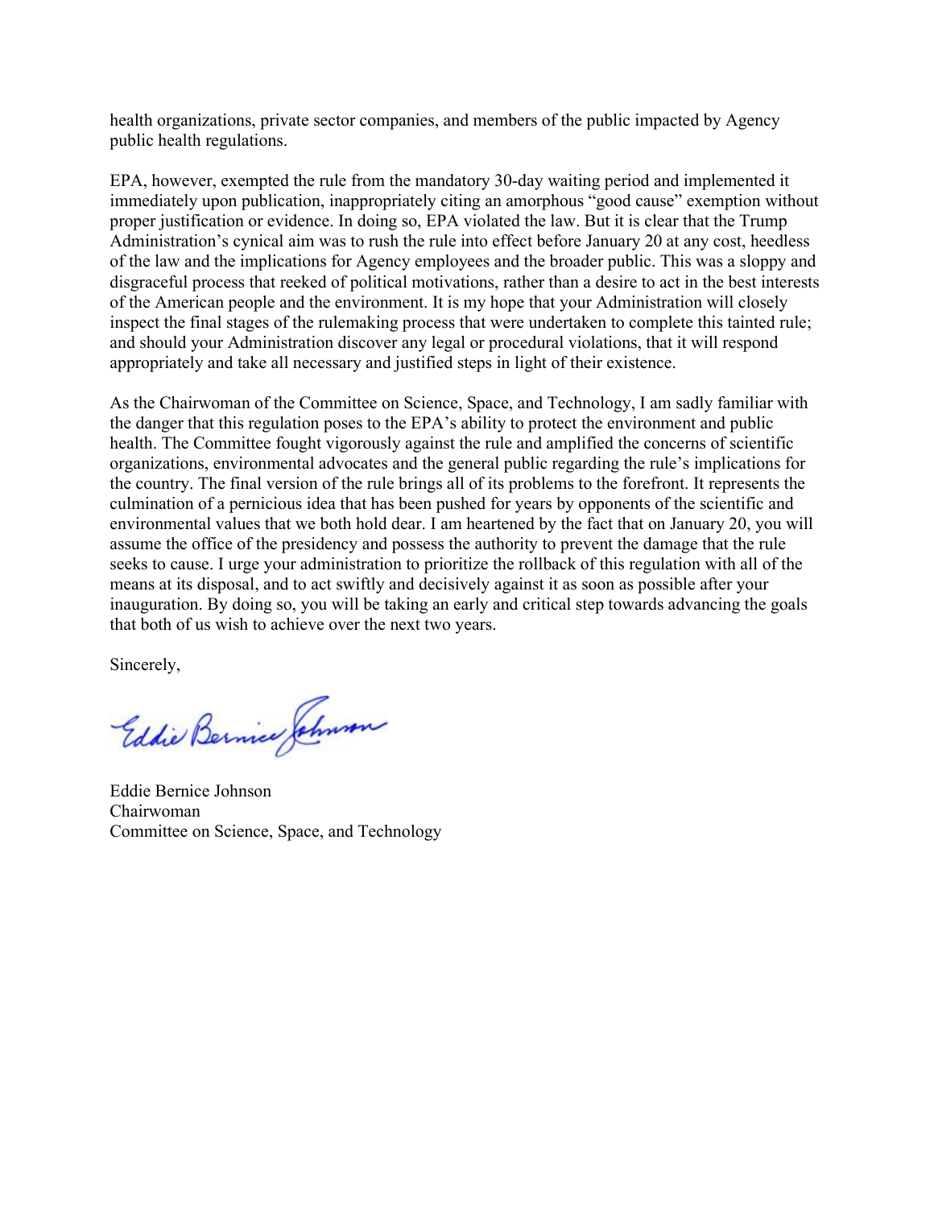health organizations, private sector companies, and members of the public impacted by Agency public health regulations.

EPA, however, exempted the rule from the mandatory 30-day waiting period and implemented it immediately upon publication, inappropriately citing an amorphous "good cause" exemption without proper justification or evidence. In doing so, EPA violated the law. But it is clear that the Trump Administration's cynical aim was to rush the rule into effect before January 20 at any cost, heedless of the law and the implications for Agency employees and the broader public. This was a sloppy and disgraceful process that reeked of political motivations, rather than a desire to act in the best interests of the American people and the environment. It is my hope that your Administration will closely inspect the final stages of the rulemaking process that were undertaken to complete this tainted rule; and should your Administration discover any legal or procedural violations, that it will respond appropriately and take all necessary and justified steps in light of their existence.

As the Chairwoman of the Committee on Science, Space, and Technology, I am sadly familiar with the danger that this regulation poses to the EPA's ability to protect the environment and public health. The Committee fought vigorously against the rule and amplified the concerns of scientific organizations, environmental advocates and the general public regarding the rule's implications for the country. The final version of the rule brings all of its problems to the forefront. It represents the culmination of a pernicious idea that has been pushed for years by opponents of the scientific and environmental values that we both hold dear. I am heartened by the fact that on January 20, you will assume the office of the presidency and possess the authority to prevent the damage that the rule seeks to cause. I urge your administration to prioritize the rollback of this regulation with all of the means at its disposal, and to act swiftly and decisively against it as soon as possible after your inauguration. By doing so, you will be taking an early and critical step towards advancing the goals that both of us wish to achieve over the next two years.

Sincerely,

Eddie Bernice Johnson

Eddie Bernice Johnson
Chairwoman
Committee on Science, Space, and Technology